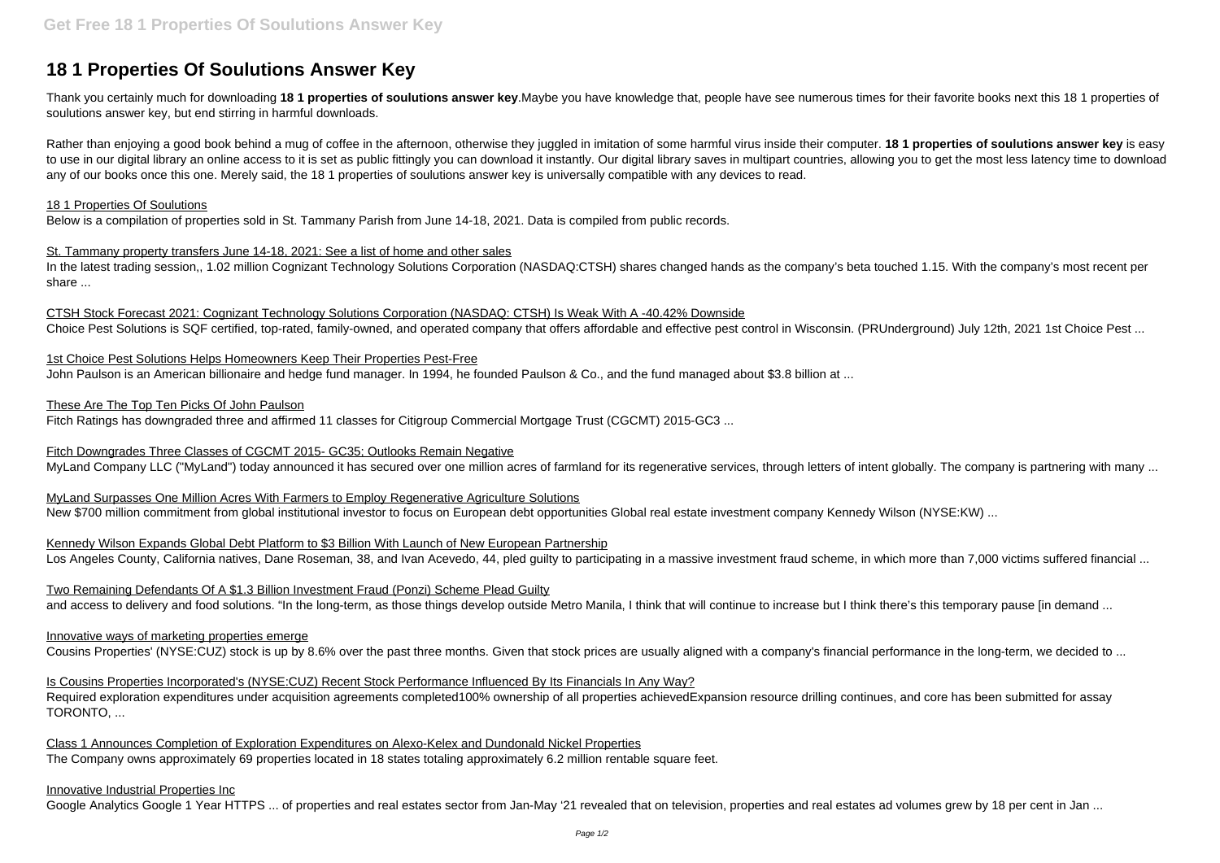# 18 1 Properties Of Soulutions Answer Key

Thank you certainly much for downloading **18 1 properties of soulutions answer key**.Maybe you have knowledge that, people have see numerous times for their favorite books next this 18 1 properties of soulutions answer key, but end stirring in harmful downloads.

Rather than enjoying a good book behind a mug of coffee in the afternoon, otherwise they juggled in imitation of some harmful virus inside their computer. **18 1 properties of soulutions answer key** is easy to use in our digital library an online access to it is set as public fittingly you can download it instantly. Our digital library saves in multipart countries, allowing you to get the most less latency time to download any of our books once this one. Merely said, the 18 1 properties of soulutions answer key is universally compatible with any devices to read.

18 1 Properties Of Soulutions
Below is a compilation of properties sold in St. Tammany Parish from June 14-18, 2021. Data is compiled from public records.

St. Tammany property transfers June 14-18, 2021: See a list of home and other sales
In the latest trading session,, 1.02 million Cognizant Technology Solutions Corporation (NASDAQ:CTSH) shares changed hands as the company's beta touched 1.15. With the company's most recent per share ...

CTSH Stock Forecast 2021: Cognizant Technology Solutions Corporation (NASDAQ: CTSH) Is Weak With A -40.42% Downside
Choice Pest Solutions is SQF certified, top-rated, family-owned, and operated company that offers affordable and effective pest control in Wisconsin. (PRUnderground) July 12th, 2021 1st Choice Pest ...

1st Choice Pest Solutions Helps Homeowners Keep Their Properties Pest-Free
John Paulson is an American billionaire and hedge fund manager. In 1994, he founded Paulson & Co., and the fund managed about $3.8 billion at ...

These Are The Top Ten Picks Of John Paulson
Fitch Ratings has downgraded three and affirmed 11 classes for Citigroup Commercial Mortgage Trust (CGCMT) 2015-GC3 ...

Fitch Downgrades Three Classes of CGCMT 2015- GC35; Outlooks Remain Negative
MyLand Company LLC ("MyLand") today announced it has secured over one million acres of farmland for its regenerative services, through letters of intent globally. The company is partnering with many ...

MyLand Surpasses One Million Acres With Farmers to Employ Regenerative Agriculture Solutions
New $700 million commitment from global institutional investor to focus on European debt opportunities Global real estate investment company Kennedy Wilson (NYSE:KW) ...

Kennedy Wilson Expands Global Debt Platform to $3 Billion With Launch of New European Partnership
Los Angeles County, California natives, Dane Roseman, 38, and Ivan Acevedo, 44, pled guilty to participating in a massive investment fraud scheme, in which more than 7,000 victims suffered financial ...

Two Remaining Defendants Of A $1.3 Billion Investment Fraud (Ponzi) Scheme Plead Guilty
and access to delivery and food solutions. "In the long-term, as those things develop outside Metro Manila, I think that will continue to increase but I think there's this temporary pause [in demand ...

Innovative ways of marketing properties emerge
Cousins Properties' (NYSE:CUZ) stock is up by 8.6% over the past three months. Given that stock prices are usually aligned with a company's financial performance in the long-term, we decided to ...

Is Cousins Properties Incorporated's (NYSE:CUZ) Recent Stock Performance Influenced By Its Financials In Any Way?
Required exploration expenditures under acquisition agreements completed100% ownership of all properties achievedExpansion resource drilling continues, and core has been submitted for assay TORONTO, ...

Class 1 Announces Completion of Exploration Expenditures on Alexo-Kelex and Dundonald Nickel Properties
The Company owns approximately 69 properties located in 18 states totaling approximately 6.2 million rentable square feet.

Innovative Industrial Properties Inc
Google Analytics Google 1 Year HTTPS ... of properties and real estates sector from Jan-May '21 revealed that on television, properties and real estates ad volumes grew by 18 per cent in Jan ...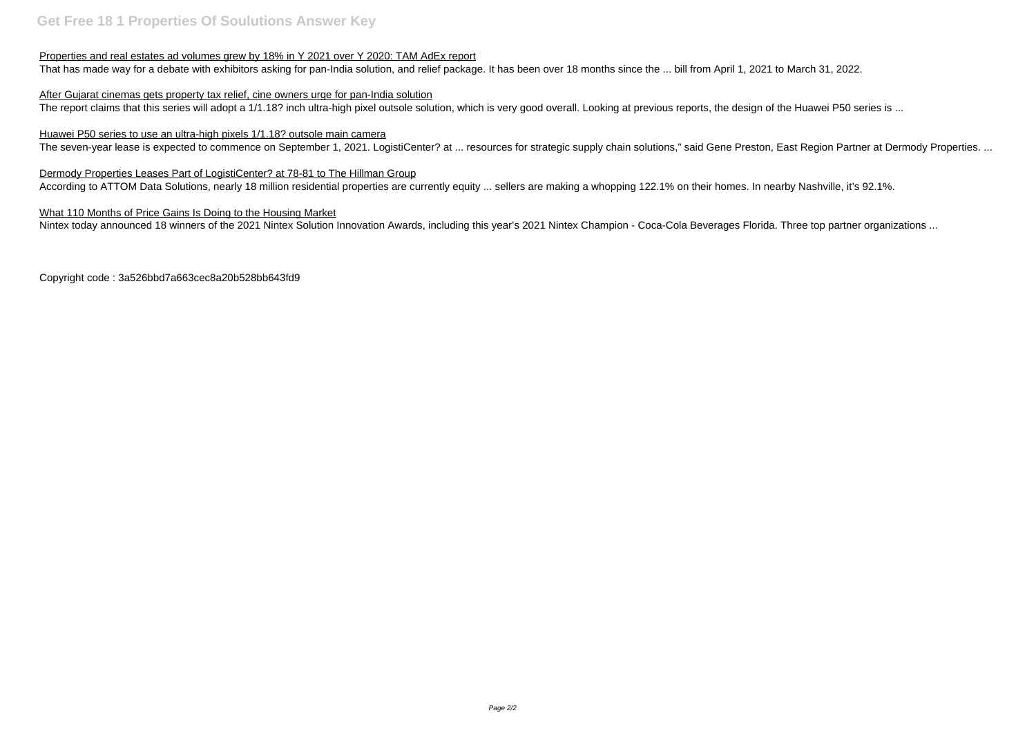Properties and real estates ad volumes grew by 18% in Y 2021 over Y 2020: TAM AdEx report

That has made way for a debate with exhibitors asking for pan-India solution, and relief package. It has been over 18 months since the ... bill from April 1, 2021 to March 31, 2022.

After Gujarat cinemas gets property tax relief, cine owners urge for pan-India solution

The report claims that this series will adopt a 1/1.18? inch ultra-high pixel outsole solution, which is very good overall. Looking at previous reports, the design of the Huawei P50 series is ...

Huawei P50 series to use an ultra-high pixels 1/1.18? outsole main camera

The seven-year lease is expected to commence on September 1, 2021. LogistiCenter? at ... resources for strategic supply chain solutions," said Gene Preston, East Region Partner at Dermody Properties. ...

Dermody Properties Leases Part of LogistiCenter? at 78-81 to The Hillman Group

According to ATTOM Data Solutions, nearly 18 million residential properties are currently equity ... sellers are making a whopping 122.1% on their homes. In nearby Nashville, it's 92.1%.

What 110 Months of Price Gains Is Doing to the Housing Market

Nintex today announced 18 winners of the 2021 Nintex Solution Innovation Awards, including this year's 2021 Nintex Champion - Coca-Cola Beverages Florida. Three top partner organizations ...

Copyright code : 3a526bbd7a663cec8a20b528bb643fd9